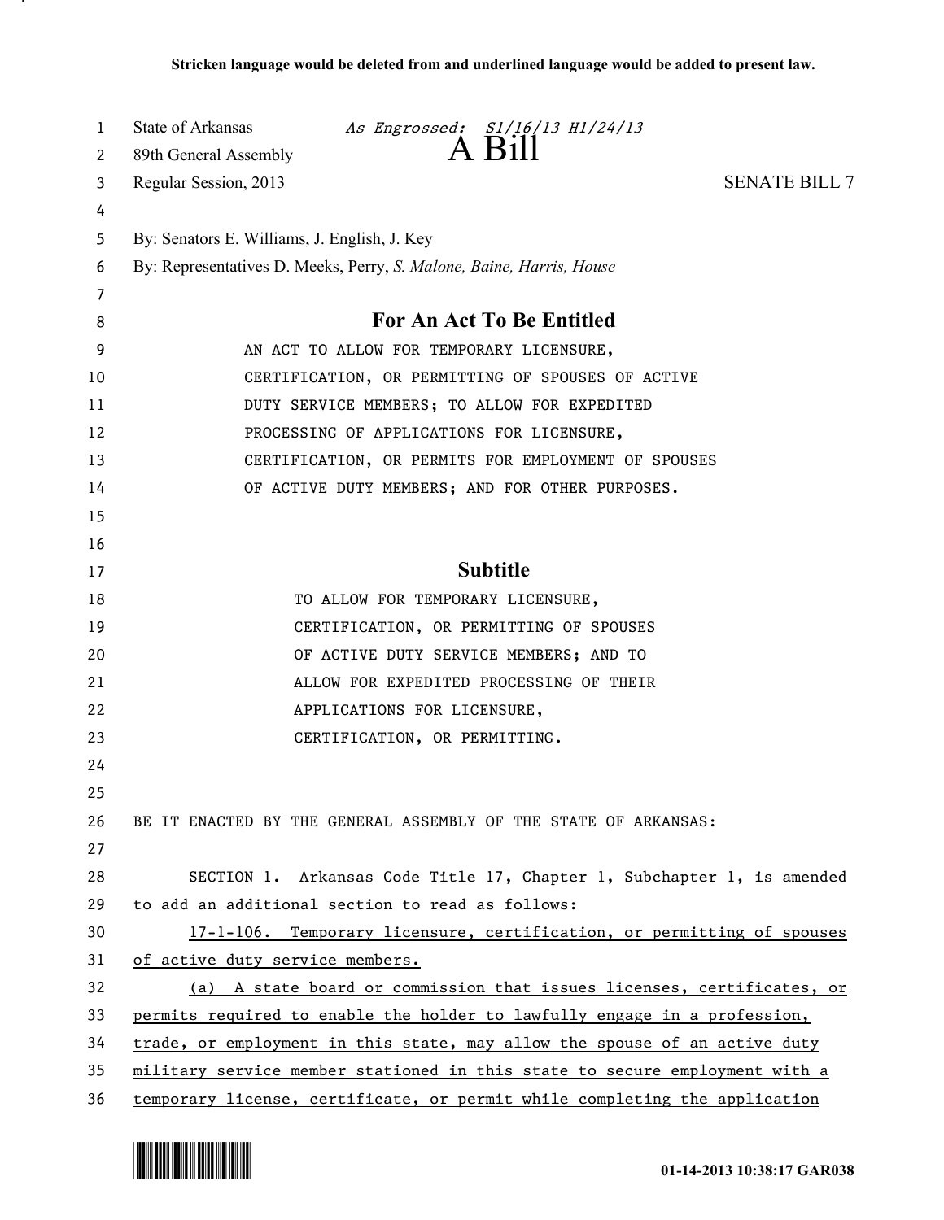Stricken language would be deleted from and underlined language would be added to present law.

State of Arkansas *As Engrossed: S1/16/13 H1/24/13*
89th General Assembly
# A Bill
Regular Session, 2013 SENATE BILL 7

By: Senators E. Williams, J. English, J. Key
By: Representatives D. Meeks, Perry, *S. Malone, Baine, Harris, House*

## For An Act To Be Entitled

AN ACT TO ALLOW FOR TEMPORARY LICENSURE, CERTIFICATION, OR PERMITTING OF SPOUSES OF ACTIVE DUTY SERVICE MEMBERS; TO ALLOW FOR EXPEDITED PROCESSING OF APPLICATIONS FOR LICENSURE, CERTIFICATION, OR PERMITS FOR EMPLOYMENT OF SPOUSES OF ACTIVE DUTY MEMBERS; AND FOR OTHER PURPOSES.

## Subtitle

TO ALLOW FOR TEMPORARY LICENSURE, CERTIFICATION, OR PERMITTING OF SPOUSES OF ACTIVE DUTY SERVICE MEMBERS; AND TO ALLOW FOR EXPEDITED PROCESSING OF THEIR APPLICATIONS FOR LICENSURE, CERTIFICATION, OR PERMITTING.

BE IT ENACTED BY THE GENERAL ASSEMBLY OF THE STATE OF ARKANSAS:

SECTION 1. Arkansas Code Title 17, Chapter 1, Subchapter 1, is amended to add an additional section to read as follows:

17-1-106. Temporary licensure, certification, or permitting of spouses of active duty service members.

(a) A state board or commission that issues licenses, certificates, or permits required to enable the holder to lawfully engage in a profession, trade, or employment in this state, may allow the spouse of an active duty military service member stationed in this state to secure employment with a temporary license, certificate, or permit while completing the application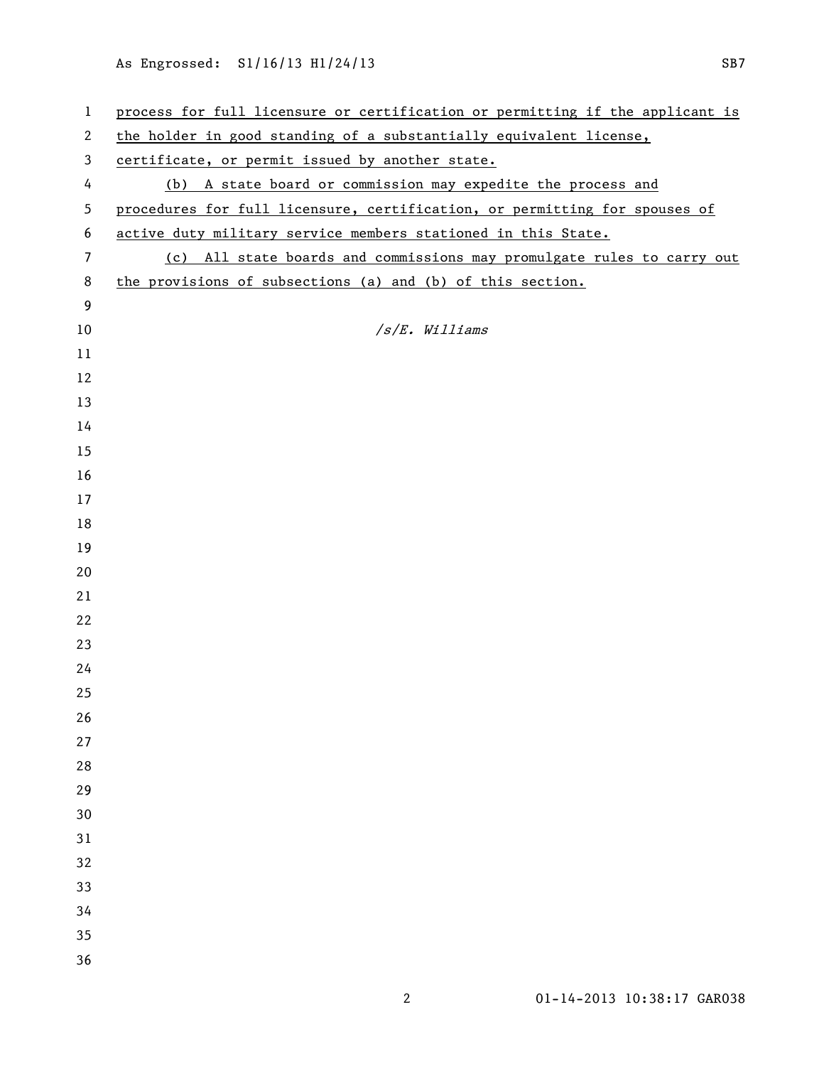process for full licensure or certification or permitting if the applicant is the holder in good standing of a substantially equivalent license, certificate, or permit issued by another state.

(b) A state board or commission may expedite the process and procedures for full licensure, certification, or permitting for spouses of active duty military service members stationed in this State.

(c) All state boards and commissions may promulgate rules to carry out the provisions of subsections (a) and (b) of this section.

*/s/E. Williams*